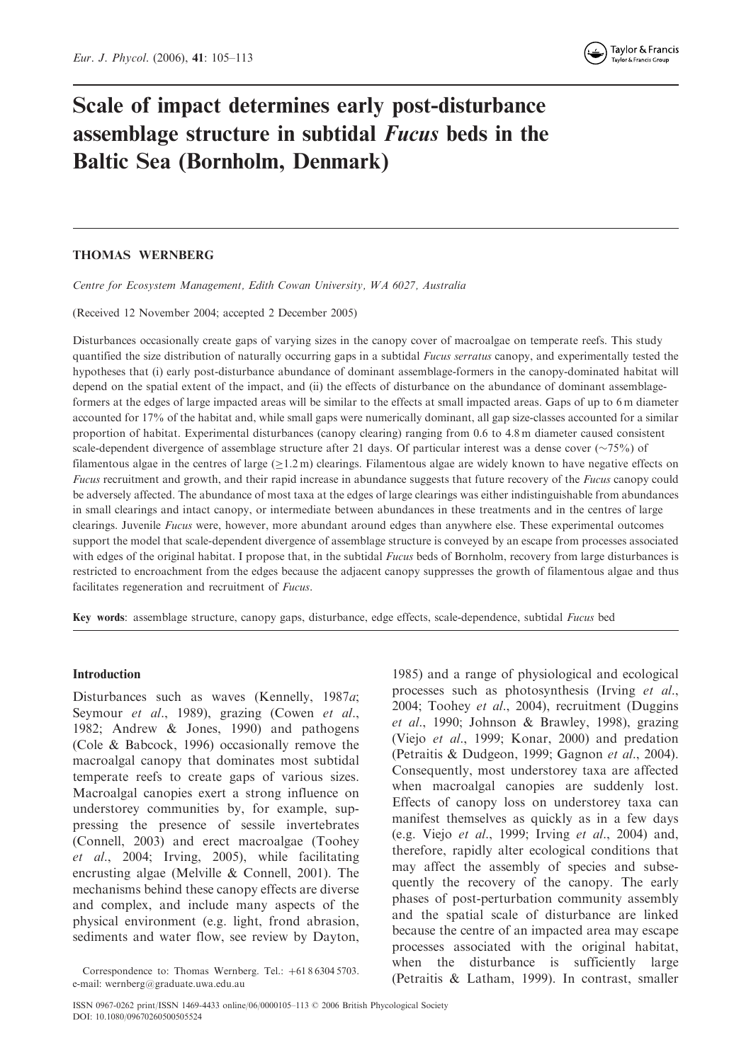# Scale of impact determines early post-disturbance assemblage structure in subtidal *Fucus* beds in the Baltic Sea (Bornholm, Denmark)

**THOMAS WERNBERG**

*Centre for Ecosystem Management, Edith Cowan University, WA 6027, Australia*

(Received 12 November 2004; accepted 2 December 2005)

Disturbances occasionally create gaps of varying sizes in the canopy cover of macroalgae on temperate reefs. This study quantified the size distribution of naturally occurring gaps in a subtidal *Fucus serratus* canopy, and experimentally tested the hypotheses that (i) early post-disturbance abundance of dominant assemblage-formers in the canopy-dominated habitat will depend on the spatial extent of the impact, and (ii) the effects of disturbance on the abundance of dominant assemblage-formers at the edges of large impacted areas will be similar to the effects at small impacted areas. Gaps of up to 6 m diameter accounted for 17% of the habitat and, while small gaps were numerically dominant, all gap size-classes accounted for a similar proportion of habitat. Experimental disturbances (canopy clearing) ranging from 0.6 to 4.8 m diameter caused consistent scale-dependent divergence of assemblage structure after 21 days. Of particular interest was a dense cover (~75%) of filamentous algae in the centres of large (≥1.2 m) clearings. Filamentous algae are widely known to have negative effects on *Fucus* recruitment and growth, and their rapid increase in abundance suggests that future recovery of the *Fucus* canopy could be adversely affected. The abundance of most taxa at the edges of large clearings was either indistinguishable from abundances in small clearings and intact canopy, or intermediate between abundances in these treatments and in the centres of large clearings. Juvenile *Fucus* were, however, more abundant around edges than anywhere else. These experimental outcomes support the model that scale-dependent divergence of assemblage structure is conveyed by an escape from processes associated with edges of the original habitat. I propose that, in the subtidal *Fucus* beds of Bornholm, recovery from large disturbances is restricted to encroachment from the edges because the adjacent canopy suppresses the growth of filamentous algae and thus facilitates regeneration and recruitment of *Fucus*.

**Key words**: assemblage structure, canopy gaps, disturbance, edge effects, scale-dependence, subtidal *Fucus* bed

## Introduction

Disturbances such as waves (Kennelly, 1987*a*; Seymour *et al*., 1989), grazing (Cowen *et al*., 1982; Andrew & Jones, 1990) and pathogens (Cole & Babcock, 1996) occasionally remove the macroalgal canopy that dominates most subtidal temperate reefs to create gaps of various sizes. Macroalgal canopies exert a strong influence on understorey communities by, for example, suppressing the presence of sessile invertebrates (Connell, 2003) and erect macroalgae (Toohey *et al*., 2004; Irving, 2005), while facilitating encrusting algae (Melville & Connell, 2001). The mechanisms behind these canopy effects are diverse and complex, and include many aspects of the physical environment (e.g. light, frond abrasion, sediments and water flow, see review by Dayton, 1985) and a range of physiological and ecological processes such as photosynthesis (Irving *et al*., 2004; Toohey *et al*., 2004), recruitment (Duggins *et al*., 1990; Johnson & Brawley, 1998), grazing (Viejo *et al*., 1999; Konar, 2000) and predation (Petraitis & Dudgeon, 1999; Gagnon *et al*., 2004). Consequently, most understorey taxa are affected when macroalgal canopies are suddenly lost. Effects of canopy loss on understorey taxa can manifest themselves as quickly as in a few days (e.g. Viejo *et al*., 1999; Irving *et al*., 2004) and, therefore, rapidly alter ecological conditions that may affect the assembly of species and subsequently the recovery of the canopy. The early phases of post-perturbation community assembly and the spatial scale of disturbance are linked because the centre of an impacted area may escape processes associated with the original habitat, when the disturbance is sufficiently large (Petraitis & Latham, 1999). In contrast, smaller

Correspondence to: Thomas Wernberg. Tel.: +61 8 6304 5703. e-mail: wernberg@graduate.uwa.edu.au

ISSN 0967-0262 print/ISSN 1469-4433 online/06/0000105–113 © 2006 British Phycological Society
DOI: 10.1080/09670260500505524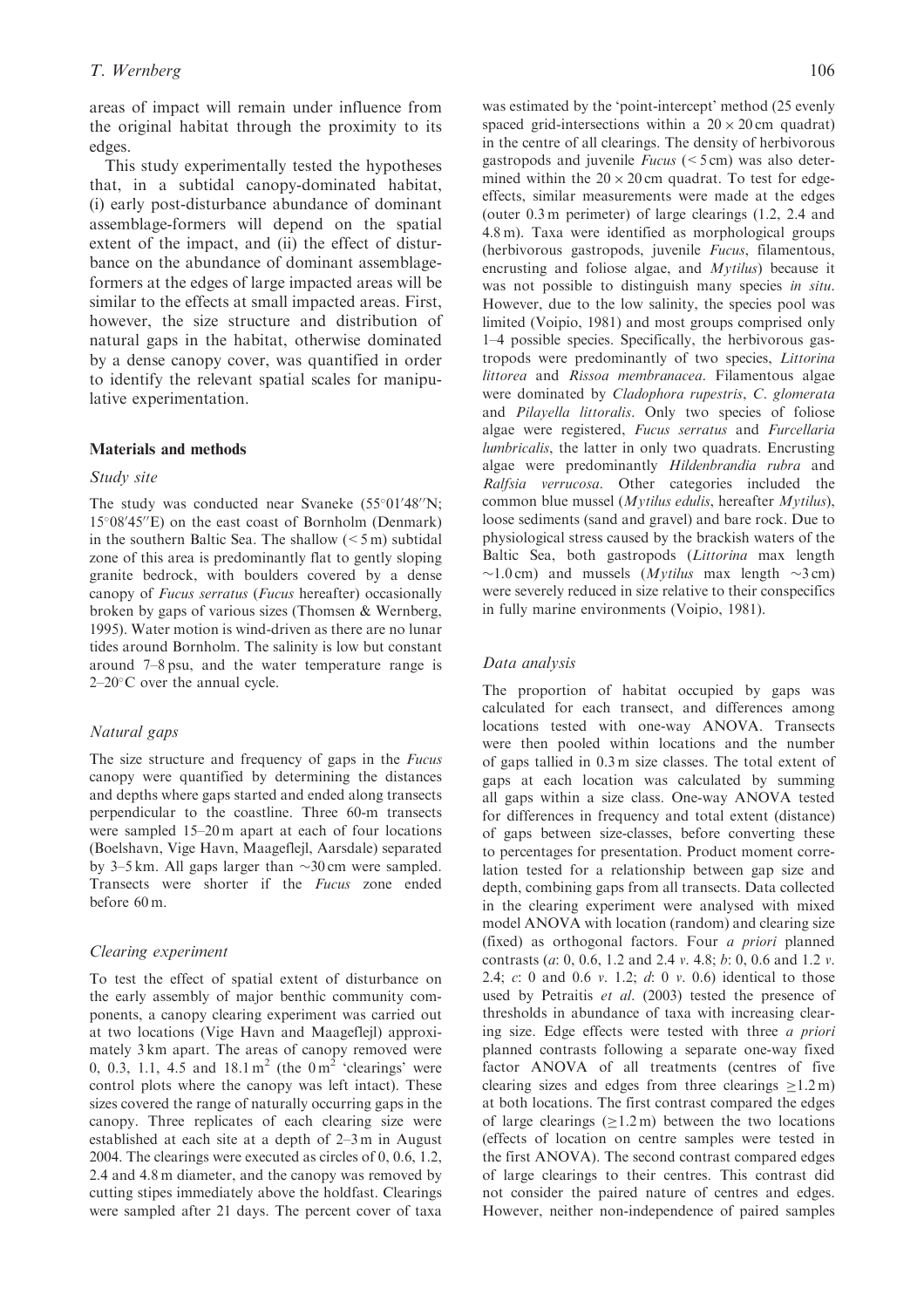areas of impact will remain under influence from the original habitat through the proximity to its edges.

This study experimentally tested the hypotheses that, in a subtidal canopy-dominated habitat, (i) early post-disturbance abundance of dominant assemblage-formers will depend on the spatial extent of the impact, and (ii) the effect of disturbance on the abundance of dominant assemblage-formers at the edges of large impacted areas will be similar to the effects at small impacted areas. First, however, the size structure and distribution of natural gaps in the habitat, otherwise dominated by a dense canopy cover, was quantified in order to identify the relevant spatial scales for manipulative experimentation.

## Materials and methods

### Study site

The study was conducted near Svaneke (55°01′48″N; 15°08′45″E) on the east coast of Bornholm (Denmark) in the southern Baltic Sea. The shallow (< 5 m) subtidal zone of this area is predominantly flat to gently sloping granite bedrock, with boulders covered by a dense canopy of *Fucus serratus* (*Fucus* hereafter) occasionally broken by gaps of various sizes (Thomsen & Wernberg, 1995). Water motion is wind-driven as there are no lunar tides around Bornholm. The salinity is low but constant around 7–8 psu, and the water temperature range is 2–20°C over the annual cycle.

### Natural gaps

The size structure and frequency of gaps in the *Fucus* canopy were quantified by determining the distances and depths where gaps started and ended along transects perpendicular to the coastline. Three 60-m transects were sampled 15–20 m apart at each of four locations (Boelshavn, Vige Havn, Maageflejl, Aarsdale) separated by 3–5 km. All gaps larger than ~30 cm were sampled. Transects were shorter if the *Fucus* zone ended before 60 m.

### Clearing experiment

To test the effect of spatial extent of disturbance on the early assembly of major benthic community components, a canopy clearing experiment was carried out at two locations (Vige Havn and Maageflejl) approximately 3 km apart. The areas of canopy removed were 0, 0.3, 1.1, 4.5 and 18.1 m$^2$ (the 0 m$^2$ 'clearings' were control plots where the canopy was left intact). These sizes covered the range of naturally occurring gaps in the canopy. Three replicates of each clearing size were established at each site at a depth of 2–3 m in August 2004. The clearings were executed as circles of 0, 0.6, 1.2, 2.4 and 4.8 m diameter, and the canopy was removed by cutting stipes immediately above the holdfast. Clearings were sampled after 21 days. The percent cover of taxa was estimated by the 'point-intercept' method (25 evenly spaced grid-intersections within a 20 × 20 cm quadrat) in the centre of all clearings. The density of herbivorous gastropods and juvenile *Fucus* (< 5 cm) was also determined within the 20 × 20 cm quadrat. To test for edge-effects, similar measurements were made at the edges (outer 0.3 m perimeter) of large clearings (1.2, 2.4 and 4.8 m). Taxa were identified as morphological groups (herbivorous gastropods, juvenile *Fucus*, filamentous, encrusting and foliose algae, and *Mytilus*) because it was not possible to distinguish many species *in situ*. However, due to the low salinity, the species pool was limited (Voipio, 1981) and most groups comprised only 1–4 possible species. Specifically, the herbivorous gastropods were predominantly of two species, *Littorina littorea* and *Rissoa membranacea*. Filamentous algae were dominated by *Cladophora rupestris*, *C. glomerata* and *Pilayella littoralis*. Only two species of foliose algae were registered, *Fucus serratus* and *Furcellaria lumbricalis*, the latter in only two quadrats. Encrusting algae were predominantly *Hildenbrandia rubra* and *Ralfsia verrucosa*. Other categories included the common blue mussel (*Mytilus edulis*, hereafter *Mytilus*), loose sediments (sand and gravel) and bare rock. Due to physiological stress caused by the brackish waters of the Baltic Sea, both gastropods (*Littorina* max length ~1.0 cm) and mussels (*Mytilus* max length ~3 cm) were severely reduced in size relative to their conspecifics in fully marine environments (Voipio, 1981).

### Data analysis

The proportion of habitat occupied by gaps was calculated for each transect, and differences among locations tested with one-way ANOVA. Transects were then pooled within locations and the number of gaps tallied in 0.3 m size classes. The total extent of gaps at each location was calculated by summing all gaps within a size class. One-way ANOVA tested for differences in frequency and total extent (distance) of gaps between size-classes, before converting these to percentages for presentation. Product moment correlation tested for a relationship between gap size and depth, combining gaps from all transects. Data collected in the clearing experiment were analysed with mixed model ANOVA with location (random) and clearing size (fixed) as orthogonal factors. Four *a priori* planned contrasts (*a*: 0, 0.6, 1.2 and 2.4 *v.* 4.8; *b*: 0, 0.6 and 1.2 *v.* 2.4; *c*: 0 and 0.6 *v.* 1.2; *d*: 0 *v.* 0.6) identical to those used by Petraitis *et al.* (2003) tested the presence of thresholds in abundance of taxa with increasing clearing size. Edge effects were tested with three *a priori* planned contrasts following a separate one-way fixed factor ANOVA of all treatments (centres of five clearing sizes and edges from three clearings ≥1.2 m) at both locations. The first contrast compared the edges of large clearings (≥1.2 m) between the two locations (effects of location on centre samples were tested in the first ANOVA). The second contrast compared edges of large clearings to their centres. This contrast did not consider the paired nature of centres and edges. However, neither non-independence of paired samples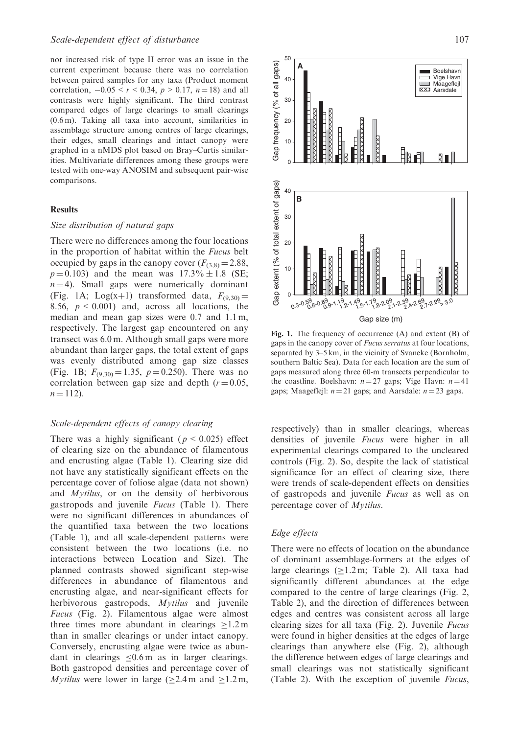nor increased risk of type II error was an issue in the current experiment because there was no correlation between paired samples for any taxa (Product moment correlation, $-0.05 < r < 0.34$, $p > 0.17$, $n = 18$) and all contrasts were highly significant. The third contrast compared edges of large clearings to small clearings (0.6 m). Taking all taxa into account, similarities in assemblage structure among centres of large clearings, their edges, small clearings and intact canopy were graphed in a nMDS plot based on Bray–Curtis similarities. Multivariate differences among these groups were tested with one-way ANOSIM and subsequent pair-wise comparisons.

## Results

### Size distribution of natural gaps

There were no differences among the four locations in the proportion of habitat within the *Fucus* belt occupied by gaps in the canopy cover ($F_{(3,8)} = 2.88$, $p = 0.103$) and the mean was $17.3\% \pm 1.8$ (SE; $n = 4$). Small gaps were numerically dominant (Fig. 1A; Log(x+1) transformed data, $F_{(9,30)} = 8.56$, $p < 0.001$) and, across all locations, the median and mean gap sizes were 0.7 and 1.1 m, respectively. The largest gap encountered on any transect was 6.0 m. Although small gaps were more abundant than larger gaps, the total extent of gaps was evenly distributed among gap size classes (Fig. 1B; $F_{(9,30)} = 1.35$, $p = 0.250$). There was no correlation between gap size and depth ($r = 0.05$, $n = 112$).

### Scale-dependent effects of canopy clearing

There was a highly significant ($p < 0.025$) effect of clearing size on the abundance of filamentous and encrusting algae (Table 1). Clearing size did not have any statistically significant effects on the percentage cover of foliose algae (data not shown) and *Mytilus*, or on the density of herbivorous gastropods and juvenile *Fucus* (Table 1). There were no significant differences in abundances of the quantified taxa between the two locations (Table 1), and all scale-dependent patterns were consistent between the two locations (i.e. no interactions between Location and Size). The planned contrasts showed significant step-wise differences in abundance of filamentous and encrusting algae, and near-significant effects for herbivorous gastropods, *Mytilus* and juvenile *Fucus* (Fig. 2). Filamentous algae were almost three times more abundant in clearings $\geq$1.2 m than in smaller clearings or under intact canopy. Conversely, encrusting algae were twice as abundant in clearings $\leq$0.6 m as in larger clearings. Both gastropod densities and percentage cover of *Mytilus* were lower in large ($\geq$2.4 m and $\geq$1.2 m, respectively) than in smaller clearings, whereas densities of juvenile *Fucus* were higher in all experimental clearings compared to the uncleared controls (Fig. 2). So, despite the lack of statistical significance for an effect of clearing size, there were trends of scale-dependent effects on densities of gastropods and juvenile *Fucus* as well as on percentage cover of *Mytilus*.

**Fig. 1.** The frequency of occurrence (A) and extent (B) of gaps in the canopy cover of *Fucus serratus* at four locations, separated by 3–5 km, in the vicinity of Svaneke (Bornholm, southern Baltic Sea). Data for each location are the sum of gaps measured along three 60-m transects perpendicular to the coastline. Boelshavn: $n = 27$ gaps; Vige Havn: $n = 41$ gaps; Maageflejl: $n = 21$ gaps; and Aarsdale: $n = 23$ gaps.

### Edge effects

There were no effects of location on the abundance of dominant assemblage-formers at the edges of large clearings ($\geq$1.2 m; Table 2). All taxa had significantly different abundances at the edge compared to the centre of large clearings (Fig. 2, Table 2), and the direction of differences between edges and centres was consistent across all large clearing sizes for all taxa (Fig. 2). Juvenile *Fucus* were found in higher densities at the edges of large clearings than anywhere else (Fig. 2), although the difference between edges of large clearings and small clearings was not statistically significant (Table 2). With the exception of juvenile *Fucus*,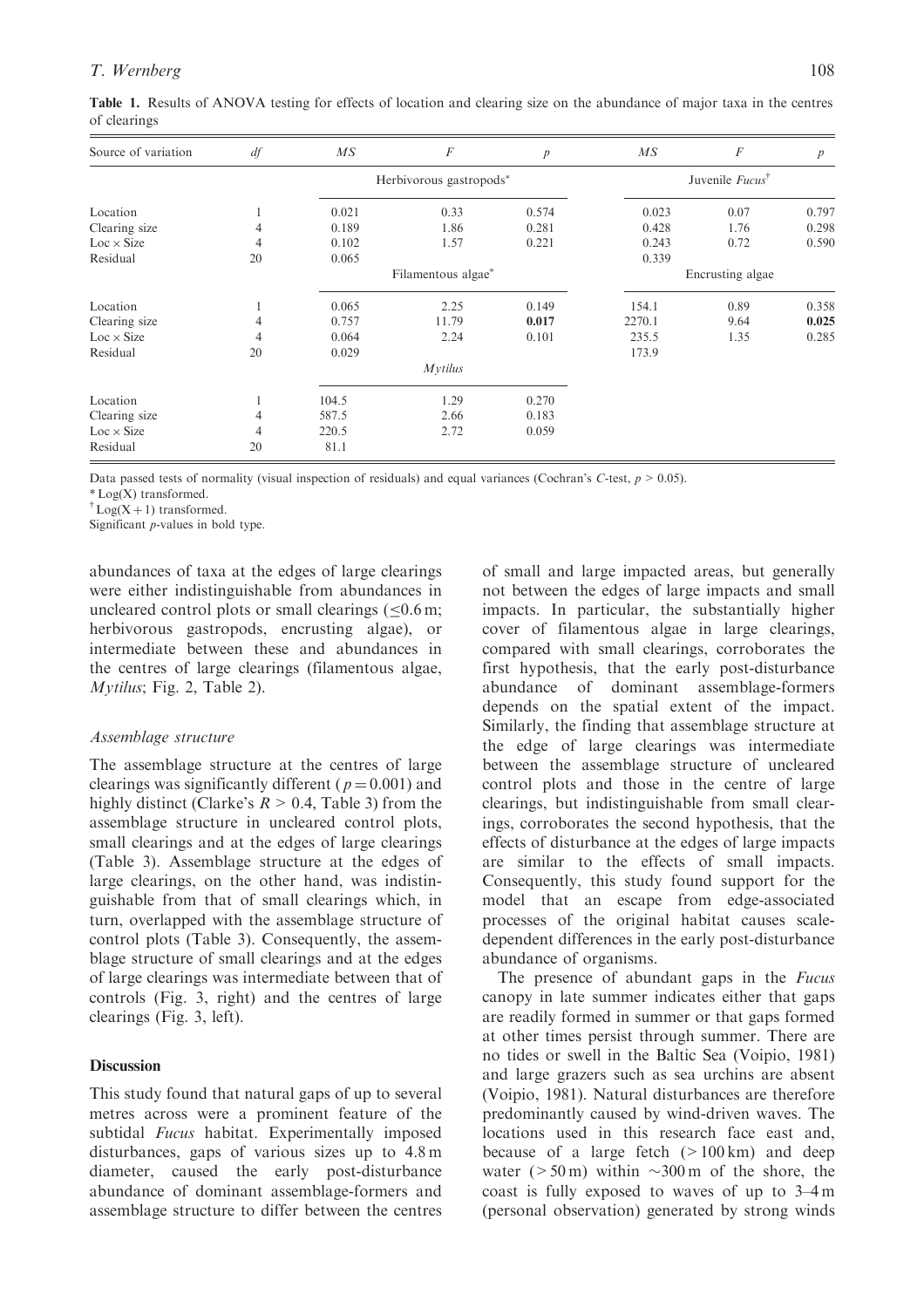**Table 1.** Results of ANOVA testing for effects of location and clearing size on the abundance of major taxa in the centres of clearings

| Source of variation | *df* | *MS* | *F* | *p* | *MS* | *F* | *p* |
|---|---|---|---|---|---|---|---|
| | | Herbivorous gastropods* | | | Juvenile *Fucus*† | | |
| Location | 1 | 0.021 | 0.33 | 0.574 | 0.023 | 0.07 | 0.797 |
| Clearing size | 4 | 0.189 | 1.86 | 0.281 | 0.428 | 1.76 | 0.298 |
| Loc × Size | 4 | 0.102 | 1.57 | 0.221 | 0.243 | 0.72 | 0.590 |
| Residual | 20 | 0.065 | | | 0.339 | | |
| | | Filamentous algae* | | | Encrusting algae | | |
| Location | 1 | 0.065 | 2.25 | 0.149 | 154.1 | 0.89 | 0.358 |
| Clearing size | 4 | 0.757 | 11.79 | **0.017** | 2270.1 | 9.64 | **0.025** |
| Loc × Size | 4 | 0.064 | 2.24 | 0.101 | 235.5 | 1.35 | 0.285 |
| Residual | 20 | 0.029 | | | 173.9 | | |
| | | *Mytilus* | | | | | |
| Location | 1 | 104.5 | 1.29 | 0.270 | | | |
| Clearing size | 4 | 587.5 | 2.66 | 0.183 | | | |
| Loc × Size | 4 | 220.5 | 2.72 | 0.059 | | | |
| Residual | 20 | 81.1 | | | | | |

Data passed tests of normality (visual inspection of residuals) and equal variances (Cochran's *C*-test, $p > 0.05$).

\* Log(X) transformed.

† Log(X + 1) transformed.

Significant *p*-values in bold type.

abundances of taxa at the edges of large clearings were either indistinguishable from abundances in uncleared control plots or small clearings ($\leq 0.6$ m; herbivorous gastropods, encrusting algae), or intermediate between these and abundances in the centres of large clearings (filamentous algae, *Mytilus*; Fig. 2, Table 2).

### Assemblage structure

The assemblage structure at the centres of large clearings was significantly different ($p = 0.001$) and highly distinct (Clarke's $R > 0.4$, Table 3) from the assemblage structure in uncleared control plots, small clearings and at the edges of large clearings (Table 3). Assemblage structure at the edges of large clearings, on the other hand, was indistinguishable from that of small clearings which, in turn, overlapped with the assemblage structure of control plots (Table 3). Consequently, the assemblage structure of small clearings and at the edges of large clearings was intermediate between that of controls (Fig. 3, right) and the centres of large clearings (Fig. 3, left).

## Discussion

This study found that natural gaps of up to several metres across were a prominent feature of the subtidal *Fucus* habitat. Experimentally imposed disturbances, gaps of various sizes up to 4.8 m diameter, caused the early post-disturbance abundance of dominant assemblage-formers and assemblage structure to differ between the centres of small and large impacted areas, but generally not between the edges of large impacts and small impacts. In particular, the substantially higher cover of filamentous algae in large clearings, compared with small clearings, corroborates the first hypothesis, that the early post-disturbance abundance of dominant assemblage-formers depends on the spatial extent of the impact. Similarly, the finding that assemblage structure at the edge of large clearings was intermediate between the assemblage structure of uncleared control plots and those in the centre of large clearings, but indistinguishable from small clearings, corroborates the second hypothesis, that the effects of disturbance at the edges of large impacts are similar to the effects of small impacts. Consequently, this study found support for the model that an escape from edge-associated processes of the original habitat causes scale-dependent differences in the early post-disturbance abundance of organisms.

The presence of abundant gaps in the *Fucus* canopy in late summer indicates either that gaps are readily formed in summer or that gaps formed at other times persist through summer. There are no tides or swell in the Baltic Sea (Voipio, 1981) and large grazers such as sea urchins are absent (Voipio, 1981). Natural disturbances are therefore predominantly caused by wind-driven waves. The locations used in this research face east and, because of a large fetch (> 100 km) and deep water (> 50 m) within ~300 m of the shore, the coast is fully exposed to waves of up to 3–4 m (personal observation) generated by strong winds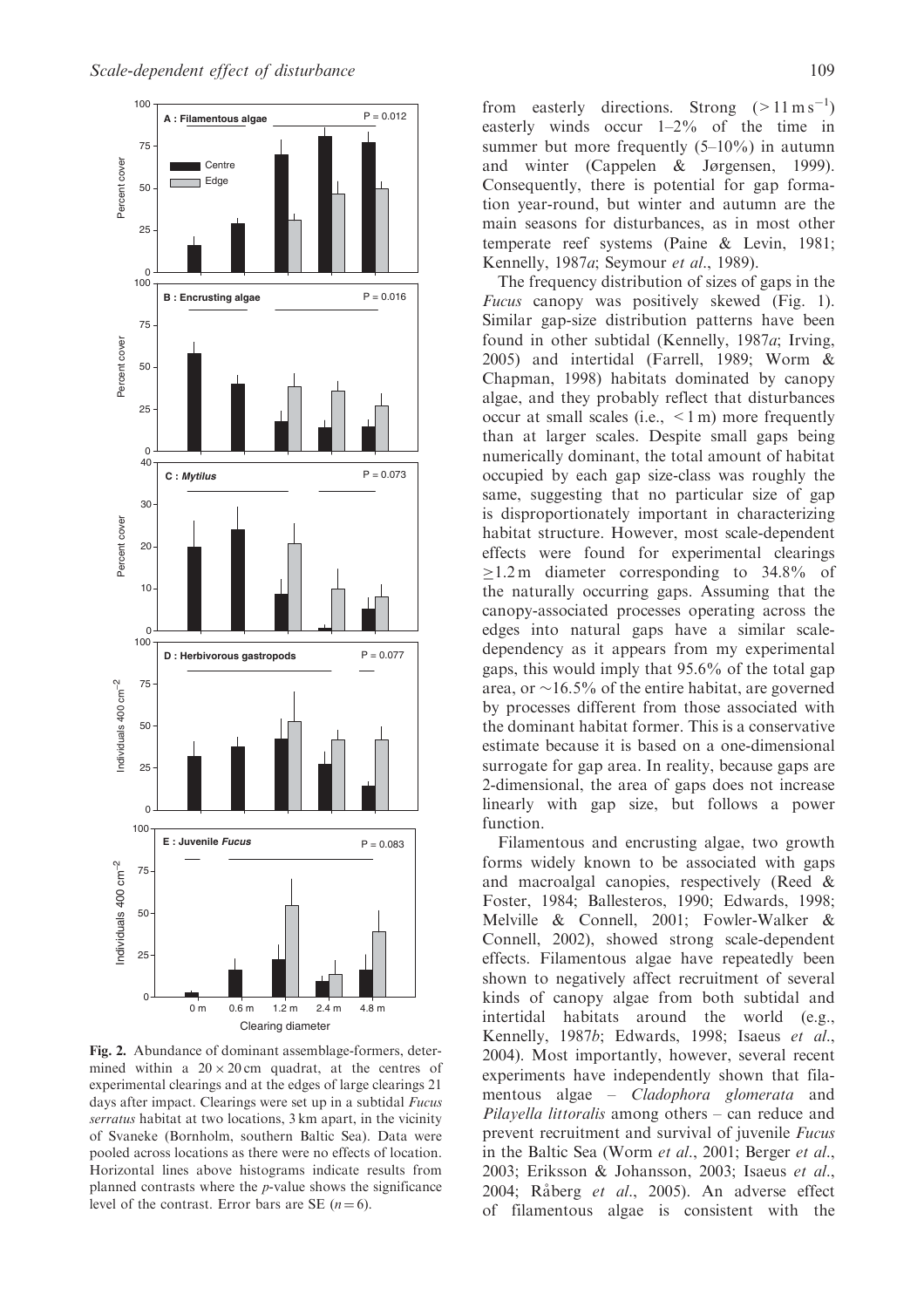Fig. 2. Abundance of dominant assemblage-formers, determined within a 20 × 20 cm quadrat, at the centres of experimental clearings and at the edges of large clearings 21 days after impact. Clearings were set up in a subtidal *Fucus serratus* habitat at two locations, 3 km apart, in the vicinity of Svaneke (Bornholm, southern Baltic Sea). Data were pooled across locations as there were no effects of location. Horizontal lines above histograms indicate results from planned contrasts where the *p*-value shows the significance level of the contrast. Error bars are SE ($n = 6$).

from easterly directions. Strong ($>11\,\mathrm{m\,s^{-1}}$) easterly winds occur 1–2% of the time in summer but more frequently (5–10%) in autumn and winter (Cappelen & Jørgensen, 1999). Consequently, there is potential for gap formation year-round, but winter and autumn are the main seasons for disturbances, as in most other temperate reef systems (Paine & Levin, 1981; Kennelly, 1987*a*; Seymour *et al*., 1989).

The frequency distribution of sizes of gaps in the *Fucus* canopy was positively skewed (Fig. 1). Similar gap-size distribution patterns have been found in other subtidal (Kennelly, 1987*a*; Irving, 2005) and intertidal (Farrell, 1989; Worm & Chapman, 1998) habitats dominated by canopy algae, and they probably reflect that disturbances occur at small scales (i.e., $<1$ m) more frequently than at larger scales. Despite small gaps being numerically dominant, the total amount of habitat occupied by each gap size-class was roughly the same, suggesting that no particular size of gap is disproportionately important in characterizing habitat structure. However, most scale-dependent effects were found for experimental clearings $\geq 1.2$ m diameter corresponding to 34.8% of the naturally occurring gaps. Assuming that the canopy-associated processes operating across the edges into natural gaps have a similar scale-dependency as it appears from my experimental gaps, this would imply that 95.6% of the total gap area, or ~16.5% of the entire habitat, are governed by processes different from those associated with the dominant habitat former. This is a conservative estimate because it is based on a one-dimensional surrogate for gap area. In reality, because gaps are 2-dimensional, the area of gaps does not increase linearly with gap size, but follows a power function.

Filamentous and encrusting algae, two growth forms widely known to be associated with gaps and macroalgal canopies, respectively (Reed & Foster, 1984; Ballesteros, 1990; Edwards, 1998; Melville & Connell, 2001; Fowler-Walker & Connell, 2002), showed strong scale-dependent effects. Filamentous algae have repeatedly been shown to negatively affect recruitment of several kinds of canopy algae from both subtidal and intertidal habitats around the world (e.g., Kennelly, 1987*b*; Edwards, 1998; Isaeus *et al*., 2004). Most importantly, however, several recent experiments have independently shown that filamentous algae – *Cladophora glomerata* and *Pilayella littoralis* among others – can reduce and prevent recruitment and survival of juvenile *Fucus* in the Baltic Sea (Worm *et al*., 2001; Berger *et al*., 2003; Eriksson & Johansson, 2003; Isaeus *et al*., 2004; Råberg *et al*., 2005). An adverse effect of filamentous algae is consistent with the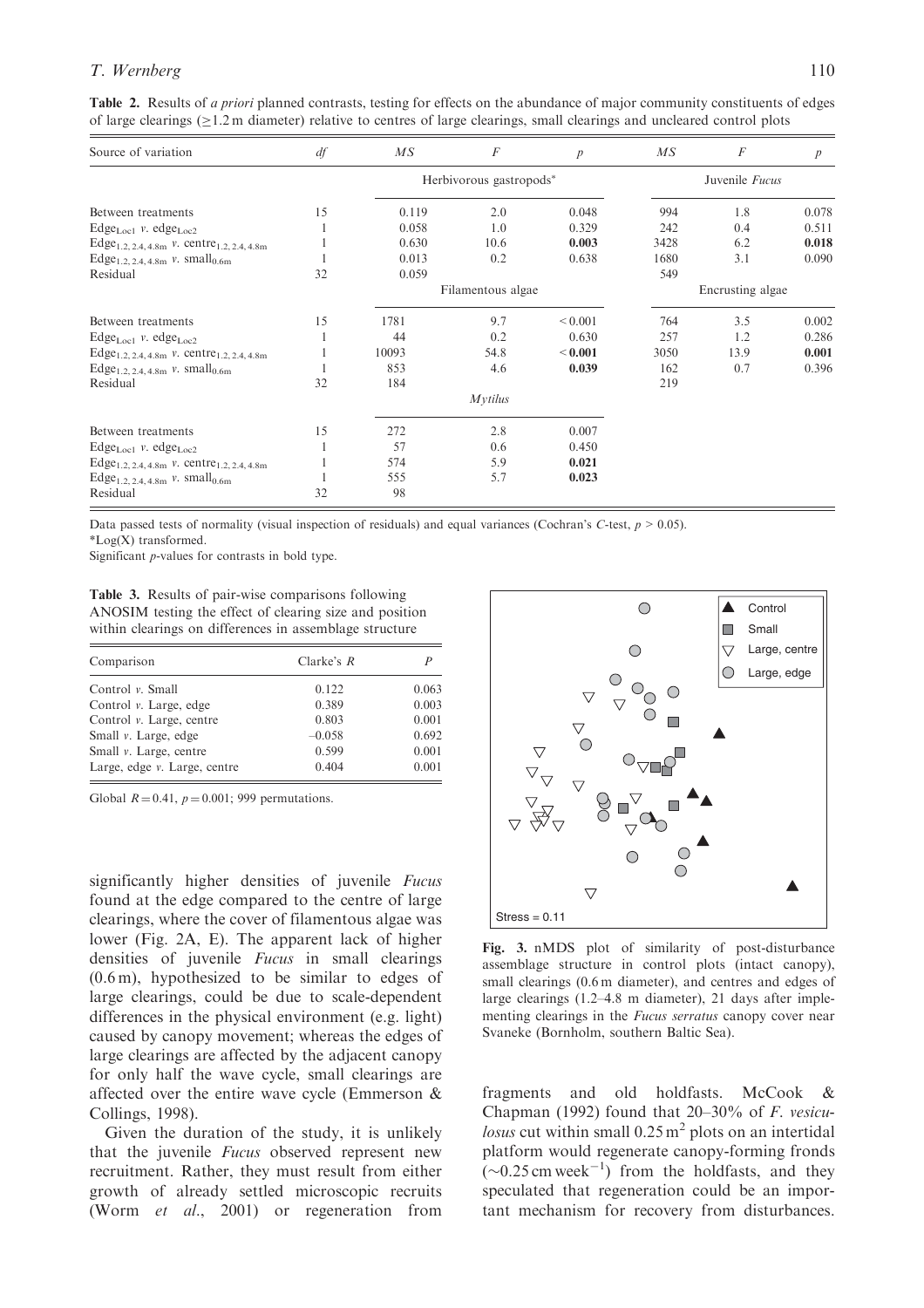**Table 2.** Results of *a priori* planned contrasts, testing for effects on the abundance of major community constituents of edges of large clearings (≥1.2 m diameter) relative to centres of large clearings, small clearings and uncleared control plots

| Source of variation | *df* | *MS* | *F* | *p* | *MS* | *F* | *p* |
|---|---|---|---|---|---|---|---|
| | | Herbivorous gastropods* | | | Juvenile *Fucus* | | |
| Between treatments | 15 | 0.119 | 2.0 | 0.048 | 994 | 1.8 | 0.078 |
| $Edge_{Loc1}$ *v.* $edge_{Loc2}$ | 1 | 0.058 | 1.0 | 0.329 | 242 | 0.4 | 0.511 |
| $Edge_{1.2, 2.4, 4.8m}$ *v.* $centre_{1.2, 2.4, 4.8m}$ | 1 | 0.630 | 10.6 | **0.003** | 3428 | 6.2 | **0.018** |
| $Edge_{1.2, 2.4, 4.8m}$ *v.* $small_{0.6m}$ | 1 | 0.013 | 0.2 | 0.638 | 1680 | 3.1 | 0.090 |
| Residual | 32 | 0.059 | | | 549 | | |
| | | Filamentous algae | | | Encrusting algae | | |
| Between treatments | 15 | 1781 | 9.7 | < 0.001 | 764 | 3.5 | 0.002 |
| $Edge_{Loc1}$ *v.* $edge_{Loc2}$ | 1 | 44 | 0.2 | 0.630 | 257 | 1.2 | 0.286 |
| $Edge_{1.2, 2.4, 4.8m}$ *v.* $centre_{1.2, 2.4, 4.8m}$ | 1 | 10093 | 54.8 | **< 0.001** | 3050 | 13.9 | **0.001** |
| $Edge_{1.2, 2.4, 4.8m}$ *v.* $small_{0.6m}$ | 1 | 853 | 4.6 | **0.039** | 162 | 0.7 | 0.396 |
| Residual | 32 | 184 | | | 219 | | |
| | | *Mytilus* | | | | | |
| Between treatments | 15 | 272 | 2.8 | 0.007 | | | |
| $Edge_{Loc1}$ *v.* $edge_{Loc2}$ | 1 | 57 | 0.6 | 0.450 | | | |
| $Edge_{1.2, 2.4, 4.8m}$ *v.* $centre_{1.2, 2.4, 4.8m}$ | 1 | 574 | 5.9 | **0.021** | | | |
| $Edge_{1.2, 2.4, 4.8m}$ *v.* $small_{0.6m}$ | 1 | 555 | 5.7 | **0.023** | | | |
| Residual | 32 | 98 | | | | | |

Data passed tests of normality (visual inspection of residuals) and equal variances (Cochran's *C*-test, $p > 0.05$).
*Log(X) transformed.
Significant *p*-values for contrasts in bold type.

**Table 3.** Results of pair-wise comparisons following ANOSIM testing the effect of clearing size and position within clearings on differences in assemblage structure

| Comparison | Clarke's *R* | *P* |
|---|---|---|
| Control *v.* Small | 0.122 | 0.063 |
| Control *v.* Large, edge | 0.389 | 0.003 |
| Control *v.* Large, centre | 0.803 | 0.001 |
| Small *v.* Large, edge | −0.058 | 0.692 |
| Small *v.* Large, centre | 0.599 | 0.001 |
| Large, edge *v.* Large, centre | 0.404 | 0.001 |

Global $R = 0.41$, $p = 0.001$; 999 permutations.

significantly higher densities of juvenile *Fucus* found at the edge compared to the centre of large clearings, where the cover of filamentous algae was lower (Fig. 2A, E). The apparent lack of higher densities of juvenile *Fucus* in small clearings (0.6 m), hypothesized to be similar to edges of large clearings, could be due to scale-dependent differences in the physical environment (e.g. light) caused by canopy movement; whereas the edges of large clearings are affected by the adjacent canopy for only half the wave cycle, small clearings are affected over the entire wave cycle (Emmerson & Collings, 1998).

Given the duration of the study, it is unlikely that the juvenile *Fucus* observed represent new recruitment. Rather, they must result from either growth of already settled microscopic recruits (Worm *et al.*, 2001) or regeneration from fragments and old holdfasts. McCook & Chapman (1992) found that 20–30% of *F. vesiculosus* cut within small 0.25 $m^2$ plots on an intertidal platform would regenerate canopy-forming fronds (~0.25 cm $week^{-1}$) from the holdfasts, and they speculated that regeneration could be an important mechanism for recovery from disturbances.

**Fig. 3.** nMDS plot of similarity of post-disturbance assemblage structure in control plots (intact canopy), small clearings (0.6 m diameter), and centres and edges of large clearings (1.2–4.8 m diameter), 21 days after implementing clearings in the *Fucus serratus* canopy cover near Svaneke (Bornholm, southern Baltic Sea).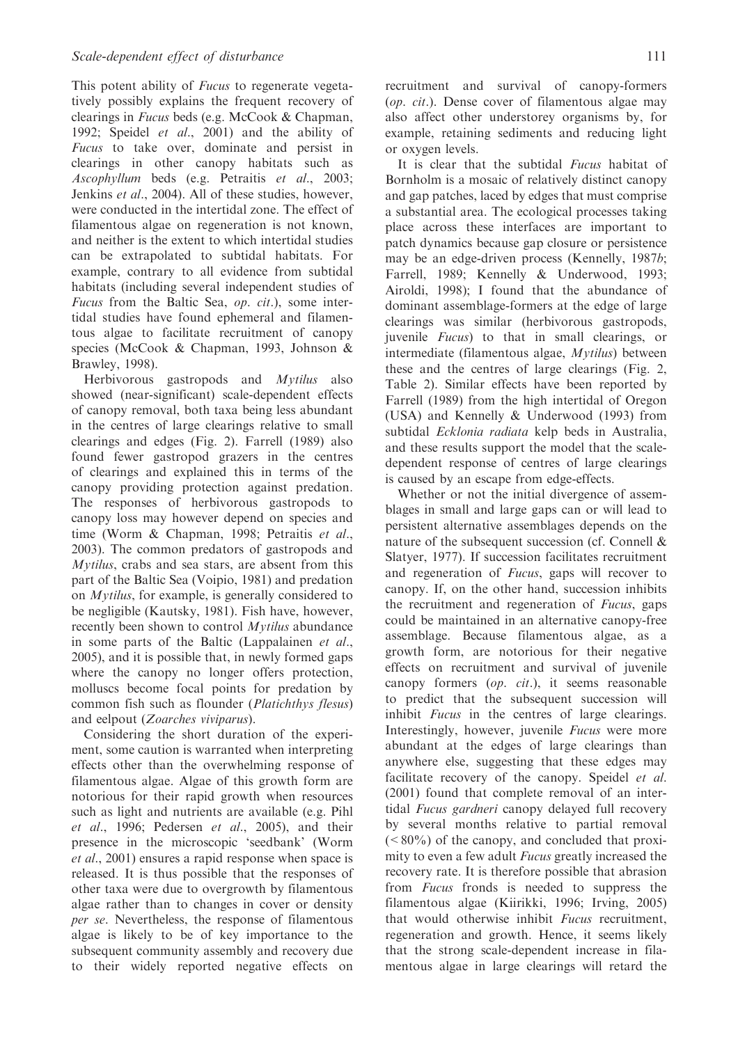This potent ability of *Fucus* to regenerate vegetatively possibly explains the frequent recovery of clearings in *Fucus* beds (e.g. McCook & Chapman, 1992; Speidel *et al*., 2001) and the ability of *Fucus* to take over, dominate and persist in clearings in other canopy habitats such as *Ascophyllum* beds (e.g. Petraitis *et al*., 2003; Jenkins *et al*., 2004). All of these studies, however, were conducted in the intertidal zone. The effect of filamentous algae on regeneration is not known, and neither is the extent to which intertidal studies can be extrapolated to subtidal habitats. For example, contrary to all evidence from subtidal habitats (including several independent studies of *Fucus* from the Baltic Sea, *op. cit*.), some intertidal studies have found ephemeral and filamentous algae to facilitate recruitment of canopy species (McCook & Chapman, 1993, Johnson & Brawley, 1998).

Herbivorous gastropods and *Mytilus* also showed (near-significant) scale-dependent effects of canopy removal, both taxa being less abundant in the centres of large clearings relative to small clearings and edges (Fig. 2). Farrell (1989) also found fewer gastropod grazers in the centres of clearings and explained this in terms of the canopy providing protection against predation. The responses of herbivorous gastropods to canopy loss may however depend on species and time (Worm & Chapman, 1998; Petraitis *et al*., 2003). The common predators of gastropods and *Mytilus*, crabs and sea stars, are absent from this part of the Baltic Sea (Voipio, 1981) and predation on *Mytilus*, for example, is generally considered to be negligible (Kautsky, 1981). Fish have, however, recently been shown to control *Mytilus* abundance in some parts of the Baltic (Lappalainen *et al*., 2005), and it is possible that, in newly formed gaps where the canopy no longer offers protection, molluscs become focal points for predation by common fish such as flounder (*Platichthys flesus*) and eelpout (*Zoarches viviparus*).

Considering the short duration of the experiment, some caution is warranted when interpreting effects other than the overwhelming response of filamentous algae. Algae of this growth form are notorious for their rapid growth when resources such as light and nutrients are available (e.g. Pihl *et al*., 1996; Pedersen *et al*., 2005), and their presence in the microscopic 'seedbank' (Worm *et al*., 2001) ensures a rapid response when space is released. It is thus possible that the responses of other taxa were due to overgrowth by filamentous algae rather than to changes in cover or density *per se*. Nevertheless, the response of filamentous algae is likely to be of key importance to the subsequent community assembly and recovery due to their widely reported negative effects on recruitment and survival of canopy-formers (*op. cit*.). Dense cover of filamentous algae may also affect other understorey organisms by, for example, retaining sediments and reducing light or oxygen levels.

It is clear that the subtidal *Fucus* habitat of Bornholm is a mosaic of relatively distinct canopy and gap patches, laced by edges that must comprise a substantial area. The ecological processes taking place across these interfaces are important to patch dynamics because gap closure or persistence may be an edge-driven process (Kennelly, 1987*b*; Farrell, 1989; Kennelly & Underwood, 1993; Airoldi, 1998); I found that the abundance of dominant assemblage-formers at the edge of large clearings was similar (herbivorous gastropods, juvenile *Fucus*) to that in small clearings, or intermediate (filamentous algae, *Mytilus*) between these and the centres of large clearings (Fig. 2, Table 2). Similar effects have been reported by Farrell (1989) from the high intertidal of Oregon (USA) and Kennelly & Underwood (1993) from subtidal *Ecklonia radiata* kelp beds in Australia, and these results support the model that the scale-dependent response of centres of large clearings is caused by an escape from edge-effects.

Whether or not the initial divergence of assemblages in small and large gaps can or will lead to persistent alternative assemblages depends on the nature of the subsequent succession (cf. Connell & Slatyer, 1977). If succession facilitates recruitment and regeneration of *Fucus*, gaps will recover to canopy. If, on the other hand, succession inhibits the recruitment and regeneration of *Fucus*, gaps could be maintained in an alternative canopy-free assemblage. Because filamentous algae, as a growth form, are notorious for their negative effects on recruitment and survival of juvenile canopy formers (*op. cit*.), it seems reasonable to predict that the subsequent succession will inhibit *Fucus* in the centres of large clearings. Interestingly, however, juvenile *Fucus* were more abundant at the edges of large clearings than anywhere else, suggesting that these edges may facilitate recovery of the canopy. Speidel *et al*. (2001) found that complete removal of an intertidal *Fucus gardneri* canopy delayed full recovery by several months relative to partial removal (< 80%) of the canopy, and concluded that proximity to even a few adult *Fucus* greatly increased the recovery rate. It is therefore possible that abrasion from *Fucus* fronds is needed to suppress the filamentous algae (Kiirikki, 1996; Irving, 2005) that would otherwise inhibit *Fucus* recruitment, regeneration and growth. Hence, it seems likely that the strong scale-dependent increase in filamentous algae in large clearings will retard the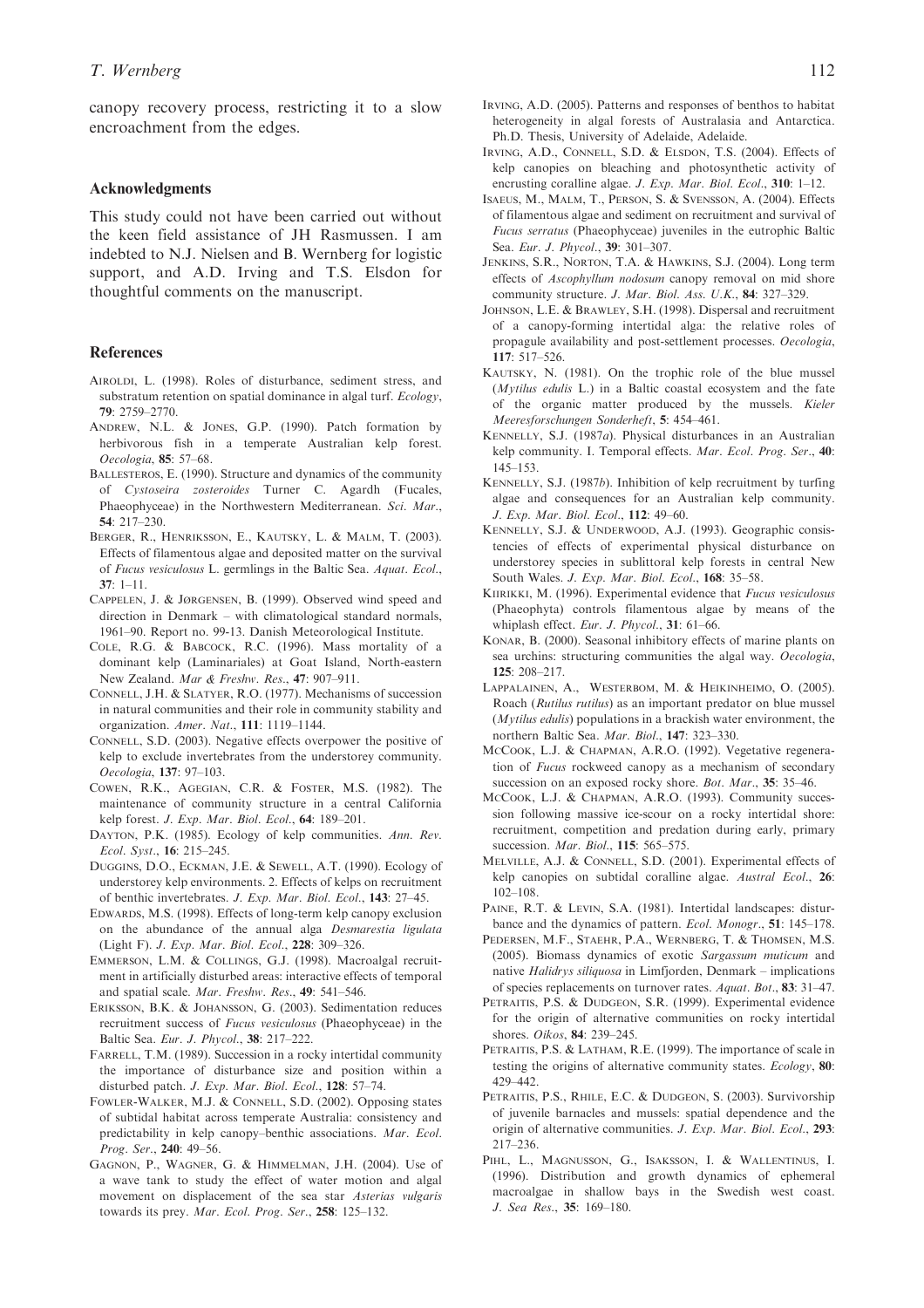canopy recovery process, restricting it to a slow encroachment from the edges.

## Acknowledgments

This study could not have been carried out without the keen field assistance of JH Rasmussen. I am indebted to N.J. Nielsen and B. Wernberg for logistic support, and A.D. Irving and T.S. Elsdon for thoughtful comments on the manuscript.

## References

Airoldi, L. (1998). Roles of disturbance, sediment stress, and substratum retention on spatial dominance in algal turf. *Ecology*, **79**: 2759–2770.

Andrew, N.L. & Jones, G.P. (1990). Patch formation by herbivorous fish in a temperate Australian kelp forest. *Oecologia*, **85**: 57–68.

Ballesteros, E. (1990). Structure and dynamics of the community of *Cystoseira zosteroides* Turner C. Agardh (Fucales, Phaeophyceae) in the Northwestern Mediterranean. *Sci. Mar*., **54**: 217–230.

Berger, R., Henriksson, E., Kautsky, L. & Malm, T. (2003). Effects of filamentous algae and deposited matter on the survival of *Fucus vesiculosus* L. germlings in the Baltic Sea. *Aquat. Ecol*., **37**: 1–11.

Cappelen, J. & Jørgensen, B. (1999). Observed wind speed and direction in Denmark – with climatological standard normals, 1961–90. Report no. 99-13. Danish Meteorological Institute.

Cole, R.G. & Babcock, R.C. (1996). Mass mortality of a dominant kelp (Laminariales) at Goat Island, North-eastern New Zealand. *Mar & Freshw. Res*., **47**: 907–911.

Connell, J.H. & Slatyer, R.O. (1977). Mechanisms of succession in natural communities and their role in community stability and organization. *Amer. Nat*., **111**: 1119–1144.

Connell, S.D. (2003). Negative effects overpower the positive of kelp to exclude invertebrates from the understorey community. *Oecologia*, **137**: 97–103.

Cowen, R.K., Agegian, C.R. & Foster, M.S. (1982). The maintenance of community structure in a central California kelp forest. *J. Exp. Mar. Biol. Ecol*., **64**: 189–201.

Dayton, P.K. (1985). Ecology of kelp communities. *Ann. Rev. Ecol. Syst*., **16**: 215–245.

Duggins, D.O., Eckman, J.E. & Sewell, A.T. (1990). Ecology of understorey kelp environments. 2. Effects of kelps on recruitment of benthic invertebrates. *J. Exp. Mar. Biol. Ecol*., **143**: 27–45.

Edwards, M.S. (1998). Effects of long-term kelp canopy exclusion on the abundance of the annual alga *Desmarestia ligulata* (Light F). *J. Exp. Mar. Biol. Ecol*., **228**: 309–326.

Emmerson, L.M. & Collings, G.J. (1998). Macroalgal recruitment in artificially disturbed areas: interactive effects of temporal and spatial scale. *Mar. Freshw. Res*., **49**: 541–546.

Eriksson, B.K. & Johansson, G. (2003). Sedimentation reduces recruitment success of *Fucus vesiculosus* (Phaeophyceae) in the Baltic Sea. *Eur. J. Phycol*., **38**: 217–222.

Farrell, T.M. (1989). Succession in a rocky intertidal community the importance of disturbance size and position within a disturbed patch. *J. Exp. Mar. Biol. Ecol*., **128**: 57–74.

Fowler-Walker, M.J. & Connell, S.D. (2002). Opposing states of subtidal habitat across temperate Australia: consistency and predictability in kelp canopy–benthic associations. *Mar. Ecol. Prog. Ser*., **240**: 49–56.

Gagnon, P., Wagner, G. & Himmelman, J.H. (2004). Use of a wave tank to study the effect of water motion and algal movement on displacement of the sea star *Asterias vulgaris* towards its prey. *Mar. Ecol. Prog. Ser*., **258**: 125–132.

Irving, A.D. (2005). Patterns and responses of benthos to habitat heterogeneity in algal forests of Australasia and Antarctica. Ph.D. Thesis, University of Adelaide, Adelaide.

Irving, A.D., Connell, S.D. & Elsdon, T.S. (2004). Effects of kelp canopies on bleaching and photosynthetic activity of encrusting coralline algae. *J. Exp. Mar. Biol. Ecol*., **310**: 1–12.

Isaeus, M., Malm, T., Person, S. & Svensson, A. (2004). Effects of filamentous algae and sediment on recruitment and survival of *Fucus serratus* (Phaeophyceae) juveniles in the eutrophic Baltic Sea. *Eur. J. Phycol*., **39**: 301–307.

Jenkins, S.R., Norton, T.A. & Hawkins, S.J. (2004). Long term effects of *Ascophyllum nodosum* canopy removal on mid shore community structure. *J. Mar. Biol. Ass. U.K*., **84**: 327–329.

Johnson, L.E. & Brawley, S.H. (1998). Dispersal and recruitment of a canopy-forming intertidal alga: the relative roles of propagule availability and post-settlement processes. *Oecologia*, **117**: 517–526.

Kautsky, N. (1981). On the trophic role of the blue mussel (*Mytilus edulis* L.) in a Baltic coastal ecosystem and the fate of the organic matter produced by the mussels. *Kieler Meeresforschungen Sonderheft*, **5**: 454–461.

Kennelly, S.J. (1987*a*). Physical disturbances in an Australian kelp community. I. Temporal effects. *Mar. Ecol. Prog. Ser*., **40**: 145–153.

Kennelly, S.J. (1987*b*). Inhibition of kelp recruitment by turfing algae and consequences for an Australian kelp community. *J. Exp. Mar. Biol. Ecol*., **112**: 49–60.

Kennelly, S.J. & Underwood, A.J. (1993). Geographic consistencies of effects of experimental physical disturbance on understorey species in sublittoral kelp forests in central New South Wales. *J. Exp. Mar. Biol. Ecol*., **168**: 35–58.

Kiirikki, M. (1996). Experimental evidence that *Fucus vesiculosus* (Phaeophyta) controls filamentous algae by means of the whiplash effect. *Eur. J. Phycol*., **31**: 61–66.

Konar, B. (2000). Seasonal inhibitory effects of marine plants on sea urchins: structuring communities the algal way. *Oecologia*, **125**: 208–217.

Lappalainen, A., Westerbom, M. & Heikinheimo, O. (2005). Roach (*Rutilus rutilus*) as an important predator on blue mussel (*Mytilus edulis*) populations in a brackish water environment, the northern Baltic Sea. *Mar. Biol*., **147**: 323–330.

McCook, L.J. & Chapman, A.R.O. (1992). Vegetative regeneration of *Fucus* rockweed canopy as a mechanism of secondary succession on an exposed rocky shore. *Bot. Mar*., **35**: 35–46.

McCook, L.J. & Chapman, A.R.O. (1993). Community succession following massive ice-scour on a rocky intertidal shore: recruitment, competition and predation during early, primary succession. *Mar. Biol*., **115**: 565–575.

Melville, A.J. & Connell, S.D. (2001). Experimental effects of kelp canopies on subtidal coralline algae. *Austral Ecol*., **26**: 102–108.

Paine, R.T. & Levin, S.A. (1981). Intertidal landscapes: disturbance and the dynamics of pattern. *Ecol. Monogr*., **51**: 145–178.

Pedersen, M.F., Staehr, P.A., Wernberg, T. & Thomsen, M.S. (2005). Biomass dynamics of exotic *Sargassum muticum* and native *Halidrys siliquosa* in Limfjorden, Denmark – implications of species replacements on turnover rates. *Aquat. Bot*., **83**: 31–47.

Petraitis, P.S. & Dudgeon, S.R. (1999). Experimental evidence for the origin of alternative communities on rocky intertidal shores. *Oikos*, **84**: 239–245.

Petraitis, P.S. & Latham, R.E. (1999). The importance of scale in testing the origins of alternative community states. *Ecology*, **80**: 429–442.

Petraitis, P.S., Rhile, E.C. & Dudgeon, S. (2003). Survivorship of juvenile barnacles and mussels: spatial dependence and the origin of alternative communities. *J. Exp. Mar. Biol. Ecol*., **293**: 217–236.

Pihl, L., Magnusson, G., Isaksson, I. & Wallentinus, I. (1996). Distribution and growth dynamics of ephemeral macroalgae in shallow bays in the Swedish west coast. *J. Sea Res*., **35**: 169–180.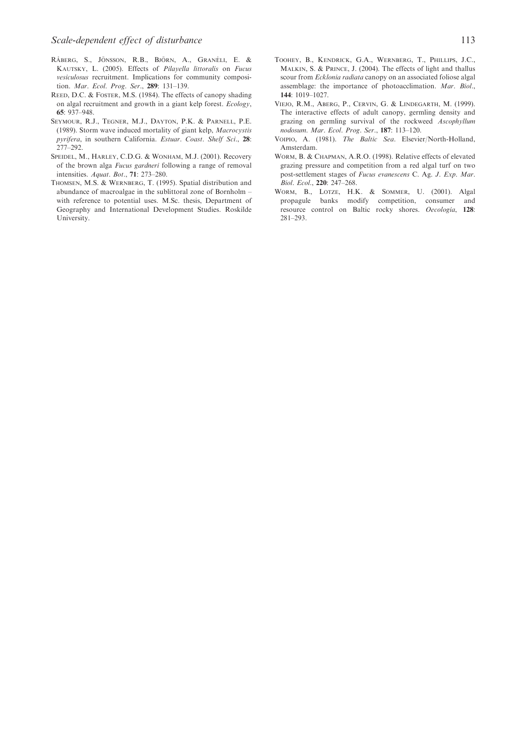Råberg, S., Jönsson, R.B., Björn, A., Granéli, E. & Kautsky, L. (2005). Effects of *Pilayella littoralis* on *Fucus vesiculosus* recruitment. Implications for community composition. *Mar. Ecol. Prog. Ser.*, **289**: 131–139.

Reed, D.C. & Foster, M.S. (1984). The effects of canopy shading on algal recruitment and growth in a giant kelp forest. *Ecology*, **65**: 937–948.

Seymour, R.J., Tegner, M.J., Dayton, P.K. & Parnell, P.E. (1989). Storm wave induced mortality of giant kelp, *Macrocystis pyrifera*, in southern California. *Estuar. Coast. Shelf Sci.*, **28**: 277–292.

Speidel, M., Harley, C.D.G. & Wonham, M.J. (2001). Recovery of the brown alga *Fucus gardneri* following a range of removal intensities. *Aquat. Bot.*, **71**: 273–280.

Thomsen, M.S. & Wernberg, T. (1995). Spatial distribution and abundance of macroalgae in the sublittoral zone of Bornholm – with reference to potential uses. M.Sc. thesis, Department of Geography and International Development Studies. Roskilde University.

Toohey, B., Kendrick, G.A., Wernberg, T., Phillips, J.C., Malkin, S. & Prince, J. (2004). The effects of light and thallus scour from *Ecklonia radiata* canopy on an associated foliose algal assemblage: the importance of photoacclimation. *Mar. Biol.*, **144**: 1019–1027.

Viejo, R.M., Aberg, P., Cervin, G. & Lindegarth, M. (1999). The interactive effects of adult canopy, germling density and grazing on germling survival of the rockweed *Ascophyllum nodosum*. *Mar. Ecol. Prog. Ser.*, **187**: 113–120.

Voipio, A. (1981). *The Baltic Sea*. Elsevier/North-Holland, Amsterdam.

Worm, B. & Chapman, A.R.O. (1998). Relative effects of elevated grazing pressure and competition from a red algal turf on two post-settlement stages of *Fucus evanescens* C. Ag. *J. Exp. Mar. Biol. Ecol.*, **220**: 247–268.

Worm, B., Lotze, H.K. & Sommer, U. (2001). Algal propagule banks modify competition, consumer and resource control on Baltic rocky shores. *Oecologia*, **128**: 281–293.